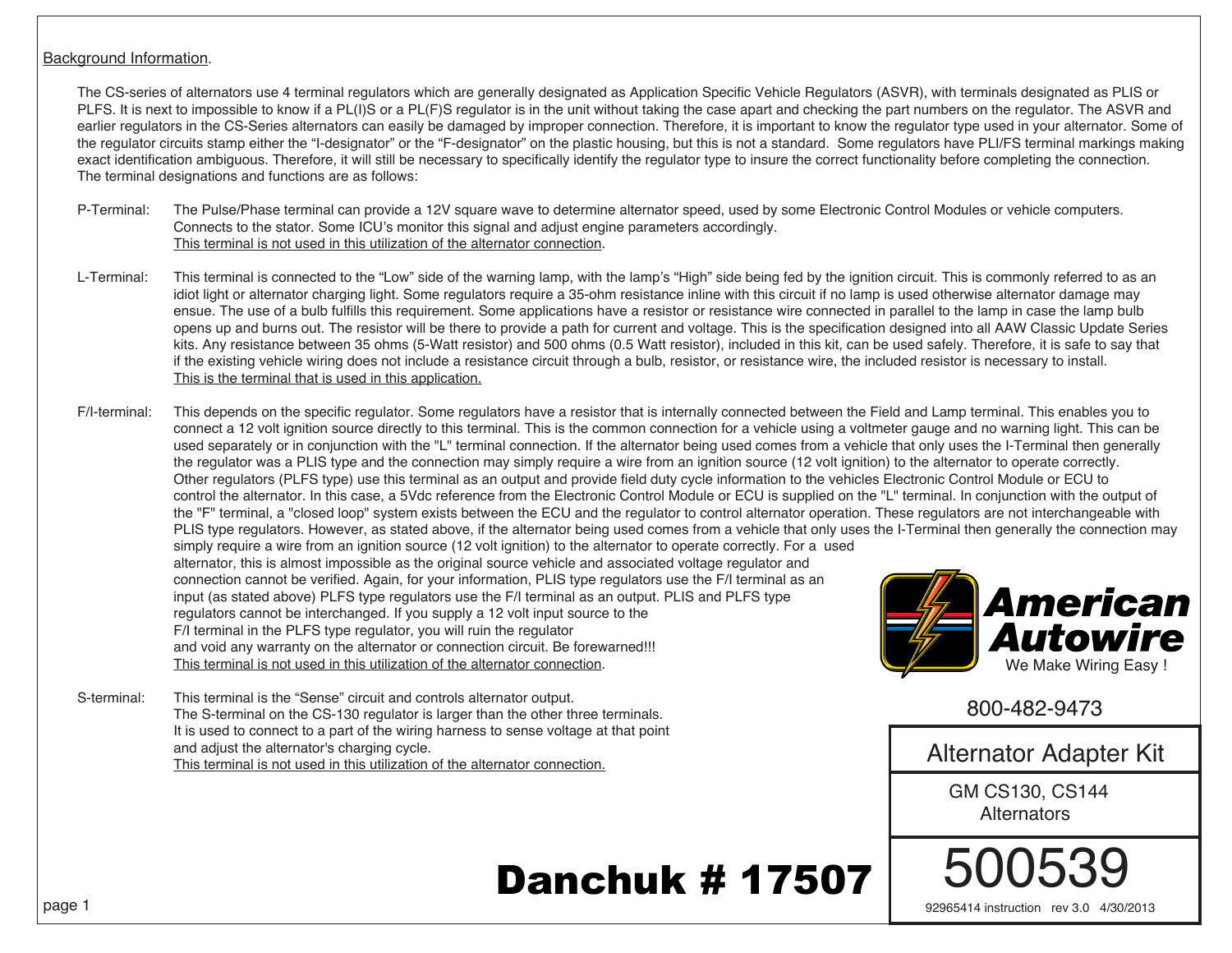Background Information.

The CS-series of alternators use 4 terminal regulators which are generally designated as Application Specific Vehicle Regulators (ASVR), with terminals designated as PLIS or PLFS. It is next to impossible to know if a PL(I)S or a PL(F)S regulator is in the unit without taking the case apart and checking the part numbers on the regulator. The ASVR and earlier regulators in the CS-Series alternators can easily be damaged by improper connection. Therefore, it is important to know the regulator type used in your alternator. Some of the regulator circuits stamp either the "I-designator" or the "F-designator" on the plastic housing, but this is not a standard. Some regulators have PLI/FS terminal markings making exact identification ambiguous. Therefore, it will still be necessary to specifically identify the regulator type to insure the correct functionality before completing the connection. The terminal designations and functions are as follows:

**P-Terminal:** The Pulse/Phase terminal can provide a 12V square wave to determine alternator speed, used by some Electronic Control Modules or vehicle computers. Connects to the stator. Some ICU's monitor this signal and adjust engine parameters accordingly.
This terminal is not used in this utilization of the alternator connection.

**L-Terminal:** This terminal is connected to the "Low" side of the warning lamp, with the lamp's "High" side being fed by the ignition circuit. This is commonly referred to as an idiot light or alternator charging light. Some regulators require a 35-ohm resistance inline with this circuit if no lamp is used otherwise alternator damage may ensue. The use of a bulb fulfills this requirement. Some applications have a resistor or resistance wire connected in parallel to the lamp in case the lamp bulb opens up and burns out. The resistor will be there to provide a path for current and voltage. This is the specification designed into all AAW Classic Update Series kits. Any resistance between 35 ohms (5-Watt resistor) and 500 ohms (0.5 Watt resistor), included in this kit, can be used safely. Therefore, it is safe to say that if the existing vehicle wiring does not include a resistance circuit through a bulb, resistor, or resistance wire, the included resistor is necessary to install.
This is the terminal that is used in this application.

**F/I-terminal:** This depends on the specific regulator. Some regulators have a resistor that is internally connected between the Field and Lamp terminal. This enables you to connect a 12 volt ignition source directly to this terminal. This is the common connection for a vehicle using a voltmeter gauge and no warning light. This can be used separately or in conjunction with the "L" terminal connection. If the alternator being used comes from a vehicle that only uses the I-Terminal then generally the regulator was a PLIS type and the connection may simply require a wire from an ignition source (12 volt ignition) to the alternator to operate correctly. Other regulators (PLFS type) use this terminal as an output and provide field duty cycle information to the vehicles Electronic Control Module or ECU to control the alternator. In this case, a 5Vdc reference from the Electronic Control Module or ECU is supplied on the "L" terminal. In conjunction with the output of the "F" terminal, a "closed loop" system exists between the ECU and the regulator to control alternator operation. These regulators are not interchangeable with PLIS type regulators. However, as stated above, if the alternator being used comes from a vehicle that only uses the I-Terminal then generally the connection may simply require a wire from an ignition source (12 volt ignition) to the alternator to operate correctly. For a used alternator, this is almost impossible as the original source vehicle and associated voltage regulator and connection cannot be verified. Again, for your information, PLIS type regulators use the F/I terminal as an input (as stated above) PLFS type regulators use the F/I terminal as an output. PLIS and PLFS type regulators cannot be interchanged. If you supply a 12 volt input source to the F/I terminal in the PLFS type regulator, you will ruin the regulator and void any warranty on the alternator or connection circuit. Be forewarned!!!
This terminal is not used in this utilization of the alternator connection.

**S-terminal:** This terminal is the "Sense" circuit and controls alternator output. The S-terminal on the CS-130 regulator is larger than the other three terminals. It is used to connect to a part of the wiring harness to sense voltage at that point and adjust the alternator's charging cycle.
This terminal is not used in this utilization of the alternator connection.

American Autowire
We Make Wiring Easy !

800-482-9473

Alternator Adapter Kit

GM CS130, CS144 Alternators

# Danchuk # 17507

500539

92965414 instruction rev 3.0 4/30/2013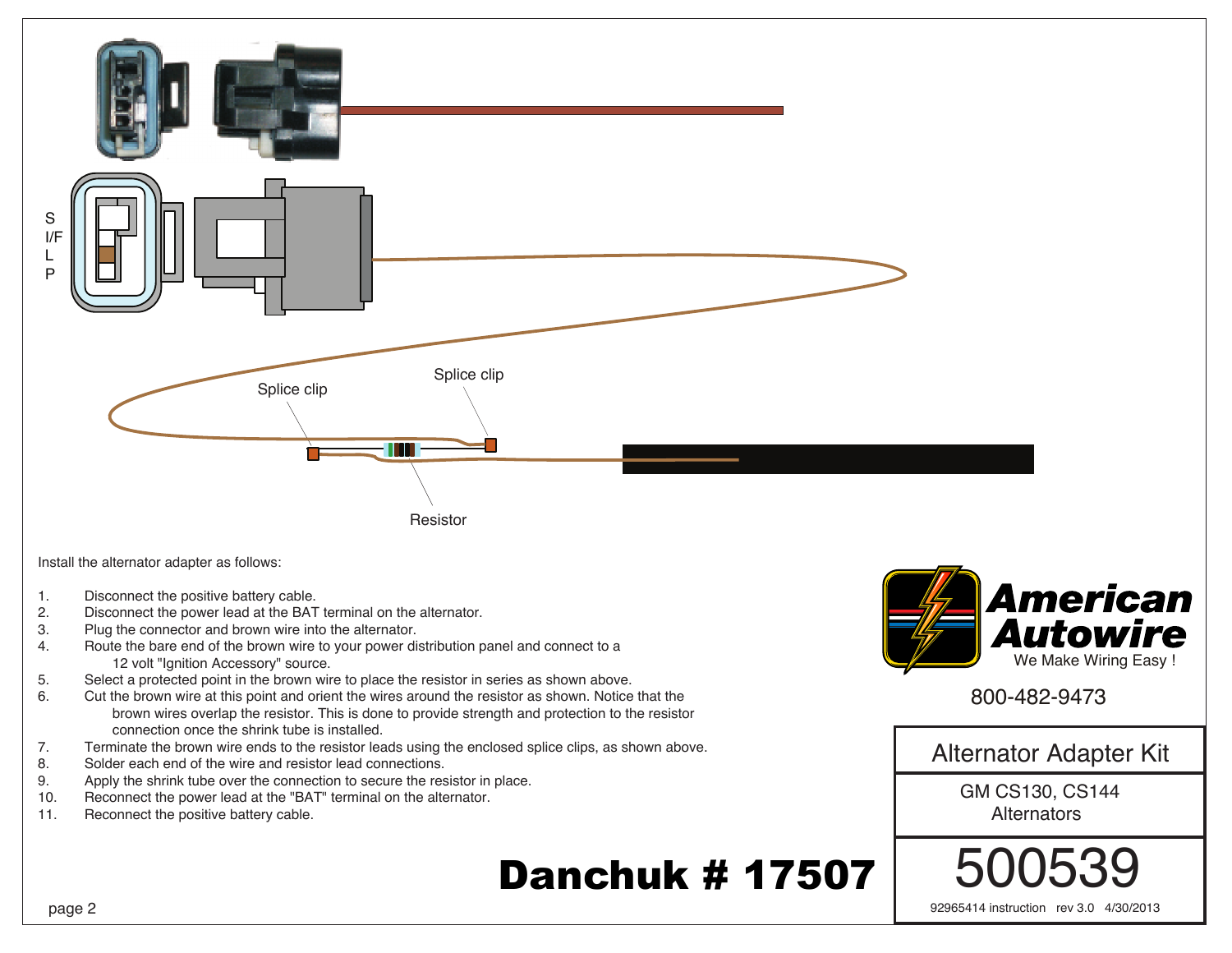S
I/F
L
P

Splice clip

Splice clip

Resistor

Install the alternator adapter as follows:

1. Disconnect the positive battery cable.
2. Disconnect the power lead at the BAT terminal on the alternator.
3. Plug the connector and brown wire into the alternator.
4. Route the bare end of the brown wire to your power distribution panel and connect to a 12 volt "Ignition Accessory" source.
5. Select a protected point in the brown wire to place the resistor in series as shown above.
6. Cut the brown wire at this point and orient the wires around the resistor as shown. Notice that the brown wires overlap the resistor. This is done to provide strength and protection to the resistor connection once the shrink tube is installed.
7. Terminate the brown wire ends to the resistor leads using the enclosed splice clips, as shown above.
8. Solder each end of the wire and resistor lead connections.
9. Apply the shrink tube over the connection to secure the resistor in place.
10. Reconnect the power lead at the "BAT" terminal on the alternator.
11. Reconnect the positive battery cable.

**American Autowire**
We Make Wiring Easy !

800-482-9473

Alternator Adapter Kit

GM CS130, CS144 Alternators

# 500539

92965414 instruction rev 3.0 4/30/2013

**Danchuk # 17507**